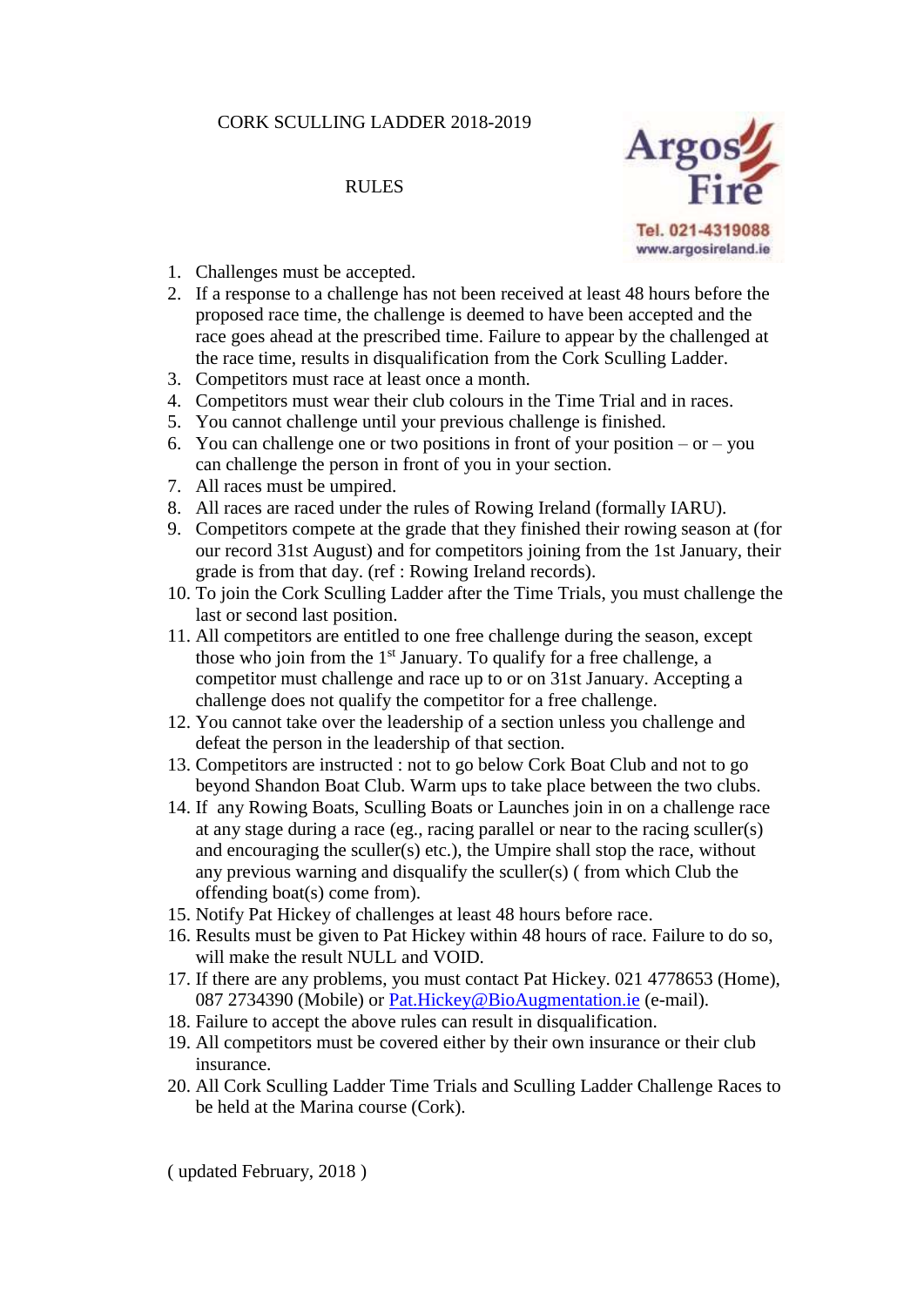# CORK SCULLING LADDER 2018-2019

## RULES

Argos Fire
Tel. 021-4319088
www.argosireland.ie

1. Challenges must be accepted.
2. If a response to a challenge has not been received at least 48 hours before the proposed race time, the challenge is deemed to have been accepted and the race goes ahead at the prescribed time. Failure to appear by the challenged at the race time, results in disqualification from the Cork Sculling Ladder.
3. Competitors must race at least once a month.
4. Competitors must wear their club colours in the Time Trial and in races.
5. You cannot challenge until your previous challenge is finished.
6. You can challenge one or two positions in front of your position – or – you can challenge the person in front of you in your section.
7. All races must be umpired.
8. All races are raced under the rules of Rowing Ireland (formally IARU).
9. Competitors compete at the grade that they finished their rowing season at (for our record 31st August) and for competitors joining from the 1st January, their grade is from that day. (ref : Rowing Ireland records).
10. To join the Cork Sculling Ladder after the Time Trials, you must challenge the last or second last position.
11. All competitors are entitled to one free challenge during the season, except those who join from the 1st January. To qualify for a free challenge, a competitor must challenge and race up to or on 31st January. Accepting a challenge does not qualify the competitor for a free challenge.
12. You cannot take over the leadership of a section unless you challenge and defeat the person in the leadership of that section.
13. Competitors are instructed : not to go below Cork Boat Club and not to go beyond Shandon Boat Club. Warm ups to take place between the two clubs.
14. If any Rowing Boats, Sculling Boats or Launches join in on a challenge race at any stage during a race (eg., racing parallel or near to the racing sculler(s) and encouraging the sculler(s) etc.), the Umpire shall stop the race, without any previous warning and disqualify the sculler(s) ( from which Club the offending boat(s) come from).
15. Notify Pat Hickey of challenges at least 48 hours before race.
16. Results must be given to Pat Hickey within 48 hours of race. Failure to do so, will make the result NULL and VOID.
17. If there are any problems, you must contact Pat Hickey. 021 4778653 (Home), 087 2734390 (Mobile) or Pat.Hickey@BioAugmentation.ie (e-mail).
18. Failure to accept the above rules can result in disqualification.
19. All competitors must be covered either by their own insurance or their club insurance.
20. All Cork Sculling Ladder Time Trials and Sculling Ladder Challenge Races to be held at the Marina course (Cork).

( updated February, 2018 )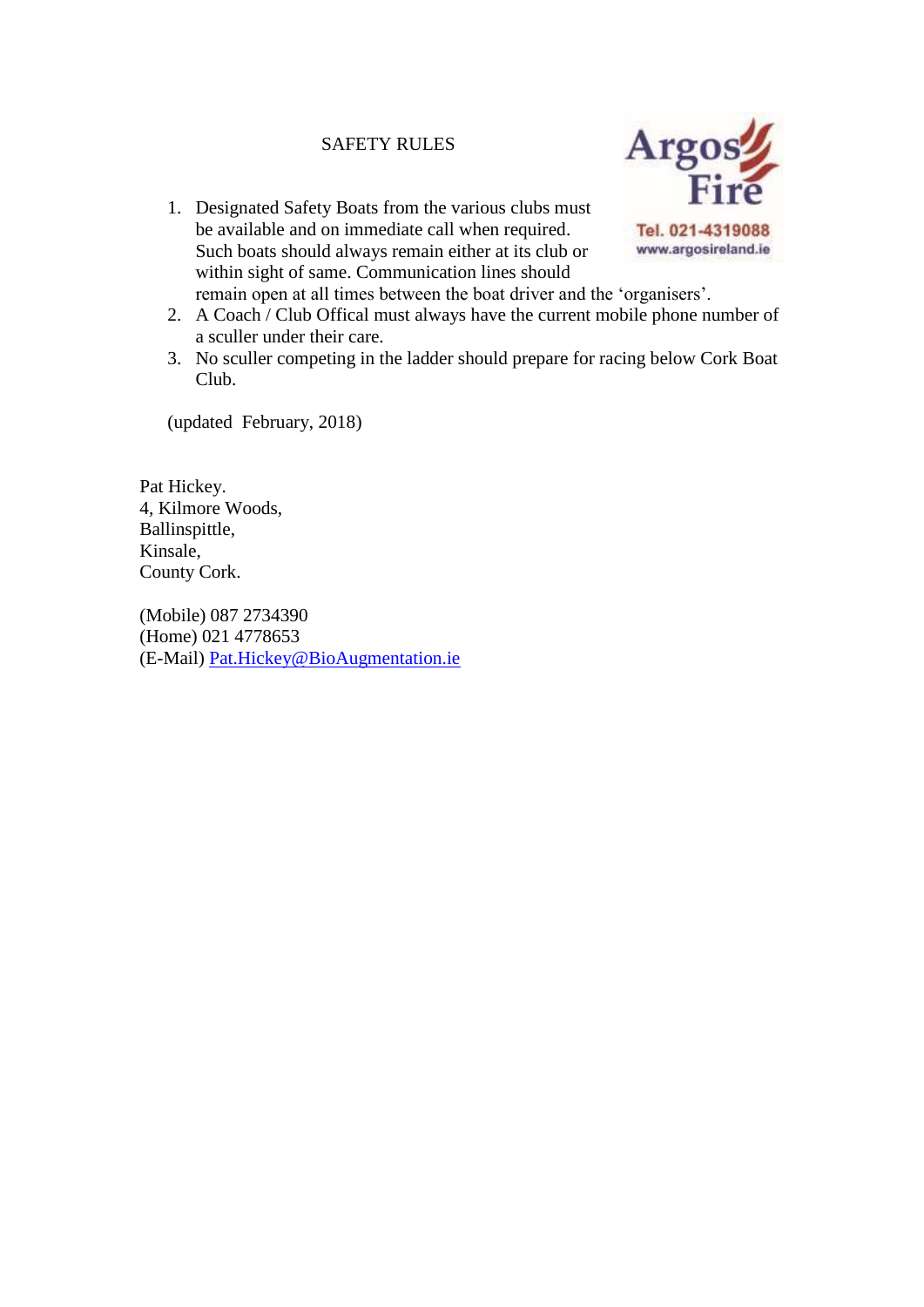SAFETY RULES

1. Designated Safety Boats from the various clubs must be available and on immediate call when required. Such boats should always remain either at its club or within sight of same. Communication lines should remain open at all times between the boat driver and the 'organisers'.
2. A Coach / Club Offical must always have the current mobile phone number of a sculler under their care.
3. No sculler competing in the ladder should prepare for racing below Cork Boat Club.

(updated February, 2018)

Pat Hickey.
4, Kilmore Woods,
Ballinspittle,
Kinsale,
County Cork.

(Mobile) 087 2734390
(Home) 021 4778653
(E-Mail) Pat.Hickey@BioAugmentation.ie